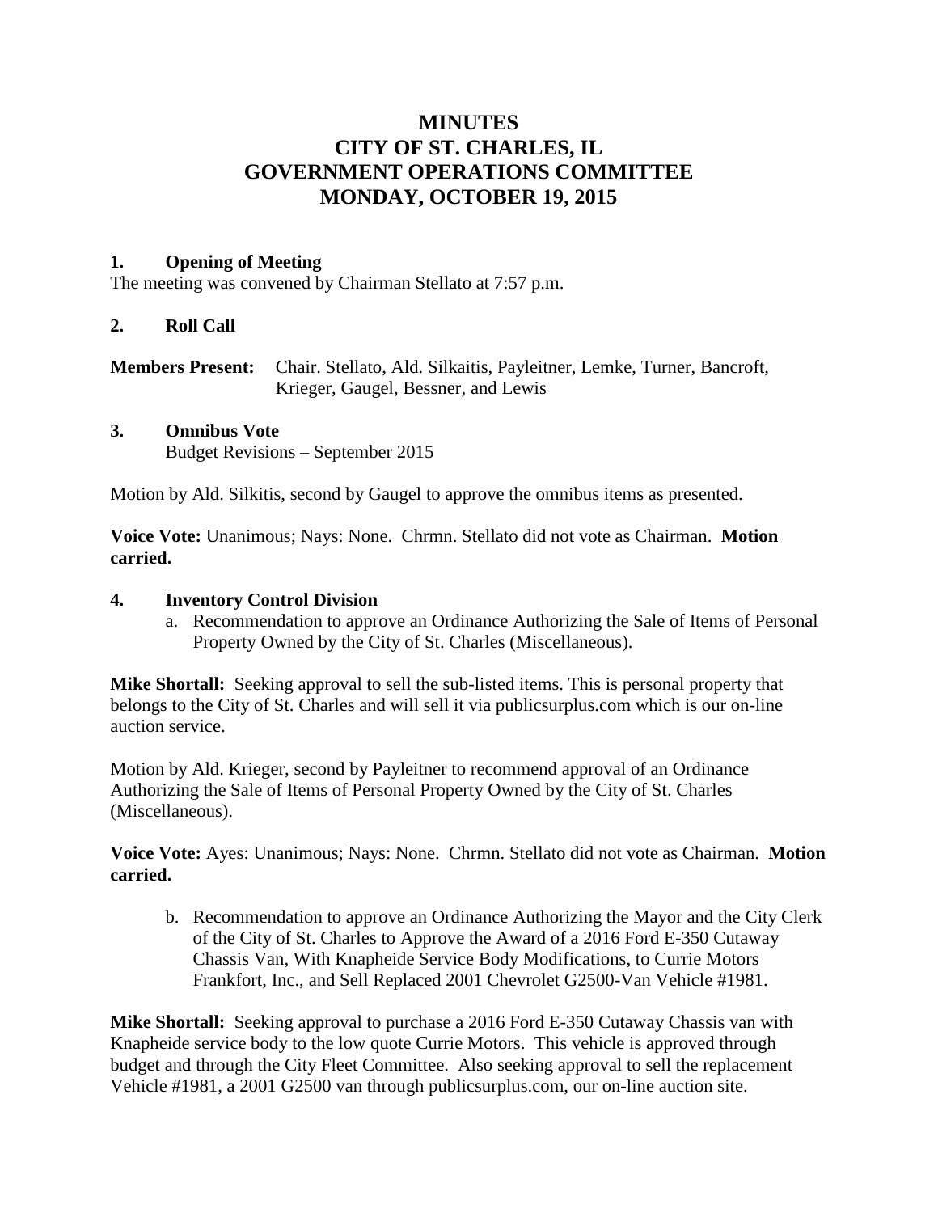# MINUTES
# CITY OF ST. CHARLES, IL
# GOVERNMENT OPERATIONS COMMITTEE
# MONDAY, OCTOBER 19, 2015

## 1. Opening of Meeting

The meeting was convened by Chairman Stellato at 7:57 p.m.

## 2. Roll Call

**Members Present:** Chair. Stellato, Ald. Silkaitis, Payleitner, Lemke, Turner, Bancroft, Krieger, Gaugel, Bessner, and Lewis

## 3. Omnibus Vote

Budget Revisions – September 2015

Motion by Ald. Silkitis, second by Gaugel to approve the omnibus items as presented.

**Voice Vote:** Unanimous; Nays: None. Chrmn. Stellato did not vote as Chairman. **Motion carried.**

## 4. Inventory Control Division

a. Recommendation to approve an Ordinance Authorizing the Sale of Items of Personal Property Owned by the City of St. Charles (Miscellaneous).

**Mike Shortall:** Seeking approval to sell the sub-listed items. This is personal property that belongs to the City of St. Charles and will sell it via publicsurplus.com which is our on-line auction service.

Motion by Ald. Krieger, second by Payleitner to recommend approval of an Ordinance Authorizing the Sale of Items of Personal Property Owned by the City of St. Charles (Miscellaneous).

**Voice Vote:** Ayes: Unanimous; Nays: None. Chrmn. Stellato did not vote as Chairman. **Motion carried.**

b. Recommendation to approve an Ordinance Authorizing the Mayor and the City Clerk of the City of St. Charles to Approve the Award of a 2016 Ford E-350 Cutaway Chassis Van, With Knapheide Service Body Modifications, to Currie Motors Frankfort, Inc., and Sell Replaced 2001 Chevrolet G2500-Van Vehicle #1981.

**Mike Shortall:** Seeking approval to purchase a 2016 Ford E-350 Cutaway Chassis van with Knapheide service body to the low quote Currie Motors. This vehicle is approved through budget and through the City Fleet Committee. Also seeking approval to sell the replacement Vehicle #1981, a 2001 G2500 van through publicsurplus.com, our on-line auction site.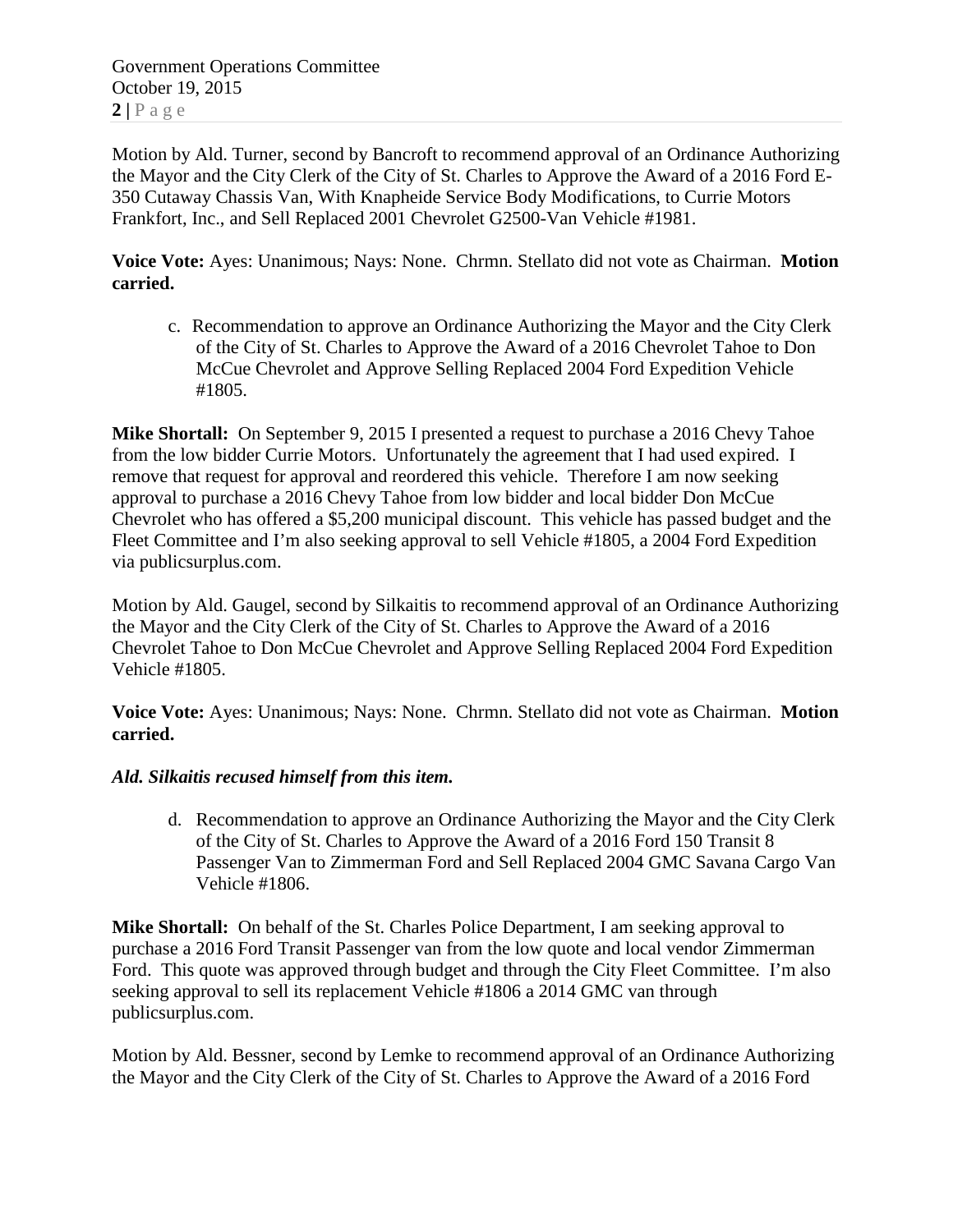Motion by Ald. Turner, second by Bancroft to recommend approval of an Ordinance Authorizing the Mayor and the City Clerk of the City of St. Charles to Approve the Award of a 2016 Ford E-350 Cutaway Chassis Van, With Knapheide Service Body Modifications, to Currie Motors Frankfort, Inc., and Sell Replaced 2001 Chevrolet G2500-Van Vehicle #1981.

**Voice Vote:** Ayes: Unanimous; Nays: None. Chrmn. Stellato did not vote as Chairman. **Motion carried.**

c. Recommendation to approve an Ordinance Authorizing the Mayor and the City Clerk of the City of St. Charles to Approve the Award of a 2016 Chevrolet Tahoe to Don McCue Chevrolet and Approve Selling Replaced 2004 Ford Expedition Vehicle #1805.

**Mike Shortall:** On September 9, 2015 I presented a request to purchase a 2016 Chevy Tahoe from the low bidder Currie Motors. Unfortunately the agreement that I had used expired. I remove that request for approval and reordered this vehicle. Therefore I am now seeking approval to purchase a 2016 Chevy Tahoe from low bidder and local bidder Don McCue Chevrolet who has offered a $5,200 municipal discount. This vehicle has passed budget and the Fleet Committee and I'm also seeking approval to sell Vehicle #1805, a 2004 Ford Expedition via publicsurplus.com.

Motion by Ald. Gaugel, second by Silkaitis to recommend approval of an Ordinance Authorizing the Mayor and the City Clerk of the City of St. Charles to Approve the Award of a 2016 Chevrolet Tahoe to Don McCue Chevrolet and Approve Selling Replaced 2004 Ford Expedition Vehicle #1805.

**Voice Vote:** Ayes: Unanimous; Nays: None. Chrmn. Stellato did not vote as Chairman. **Motion carried.**

***Ald. Silkaitis recused himself from this item.***

d. Recommendation to approve an Ordinance Authorizing the Mayor and the City Clerk of the City of St. Charles to Approve the Award of a 2016 Ford 150 Transit 8 Passenger Van to Zimmerman Ford and Sell Replaced 2004 GMC Savana Cargo Van Vehicle #1806.

**Mike Shortall:** On behalf of the St. Charles Police Department, I am seeking approval to purchase a 2016 Ford Transit Passenger van from the low quote and local vendor Zimmerman Ford. This quote was approved through budget and through the City Fleet Committee. I'm also seeking approval to sell its replacement Vehicle #1806 a 2014 GMC van through publicsurplus.com.

Motion by Ald. Bessner, second by Lemke to recommend approval of an Ordinance Authorizing the Mayor and the City Clerk of the City of St. Charles to Approve the Award of a 2016 Ford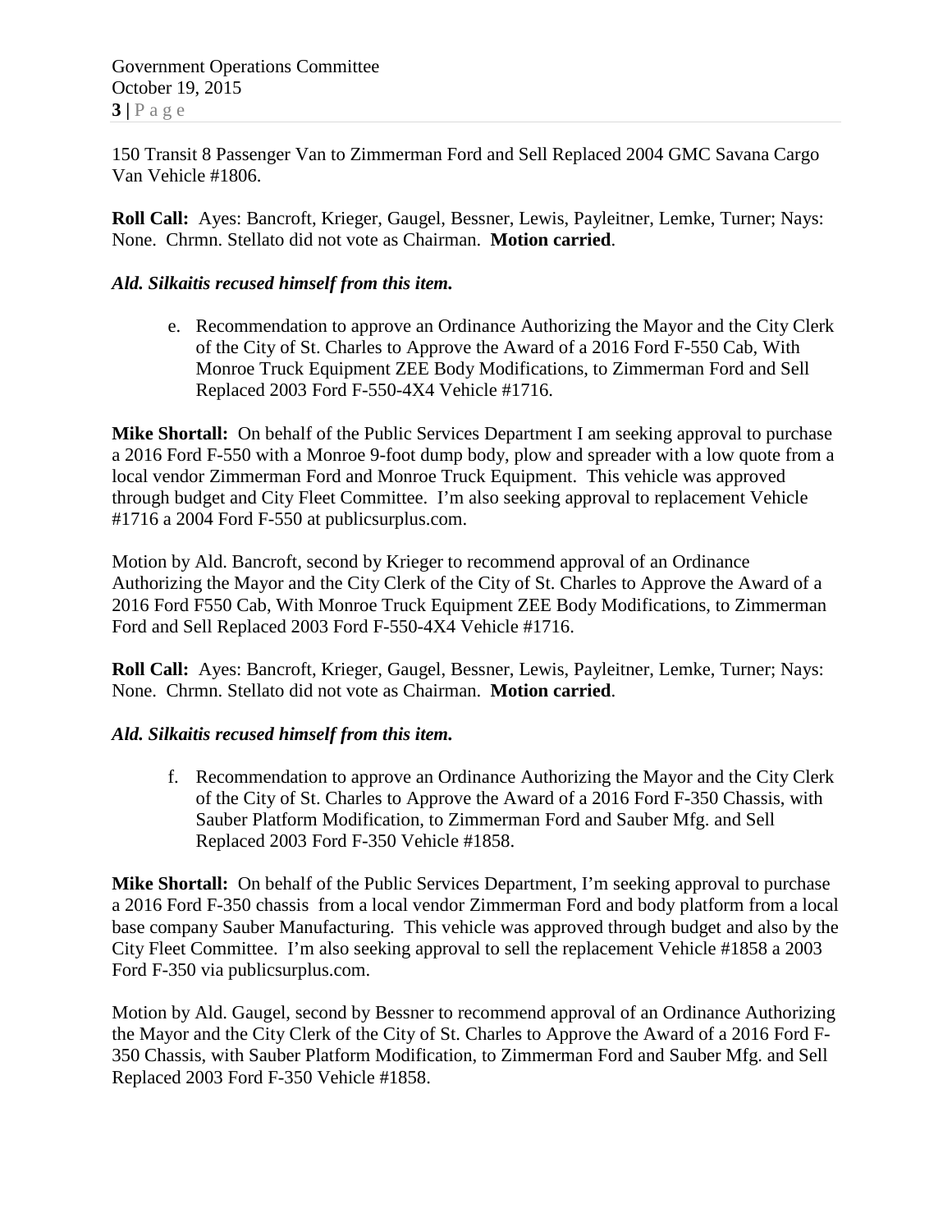150 Transit 8 Passenger Van to Zimmerman Ford and Sell Replaced 2004 GMC Savana Cargo Van Vehicle #1806.

**Roll Call:** Ayes: Bancroft, Krieger, Gaugel, Bessner, Lewis, Payleitner, Lemke, Turner; Nays: None. Chrmn. Stellato did not vote as Chairman. **Motion carried**.

***Ald. Silkaitis recused himself from this item.***

e. Recommendation to approve an Ordinance Authorizing the Mayor and the City Clerk of the City of St. Charles to Approve the Award of a 2016 Ford F-550 Cab, With Monroe Truck Equipment ZEE Body Modifications, to Zimmerman Ford and Sell Replaced 2003 Ford F-550-4X4 Vehicle #1716.

**Mike Shortall:** On behalf of the Public Services Department I am seeking approval to purchase a 2016 Ford F-550 with a Monroe 9-foot dump body, plow and spreader with a low quote from a local vendor Zimmerman Ford and Monroe Truck Equipment. This vehicle was approved through budget and City Fleet Committee. I'm also seeking approval to replacement Vehicle #1716 a 2004 Ford F-550 at publicsurplus.com.

Motion by Ald. Bancroft, second by Krieger to recommend approval of an Ordinance Authorizing the Mayor and the City Clerk of the City of St. Charles to Approve the Award of a 2016 Ford F550 Cab, With Monroe Truck Equipment ZEE Body Modifications, to Zimmerman Ford and Sell Replaced 2003 Ford F-550-4X4 Vehicle #1716.

**Roll Call:** Ayes: Bancroft, Krieger, Gaugel, Bessner, Lewis, Payleitner, Lemke, Turner; Nays: None. Chrmn. Stellato did not vote as Chairman. **Motion carried**.

***Ald. Silkaitis recused himself from this item.***

f. Recommendation to approve an Ordinance Authorizing the Mayor and the City Clerk of the City of St. Charles to Approve the Award of a 2016 Ford F-350 Chassis, with Sauber Platform Modification, to Zimmerman Ford and Sauber Mfg. and Sell Replaced 2003 Ford F-350 Vehicle #1858.

**Mike Shortall:** On behalf of the Public Services Department, I'm seeking approval to purchase a 2016 Ford F-350 chassis from a local vendor Zimmerman Ford and body platform from a local base company Sauber Manufacturing. This vehicle was approved through budget and also by the City Fleet Committee. I'm also seeking approval to sell the replacement Vehicle #1858 a 2003 Ford F-350 via publicsurplus.com.

Motion by Ald. Gaugel, second by Bessner to recommend approval of an Ordinance Authorizing the Mayor and the City Clerk of the City of St. Charles to Approve the Award of a 2016 Ford F-350 Chassis, with Sauber Platform Modification, to Zimmerman Ford and Sauber Mfg. and Sell Replaced 2003 Ford F-350 Vehicle #1858.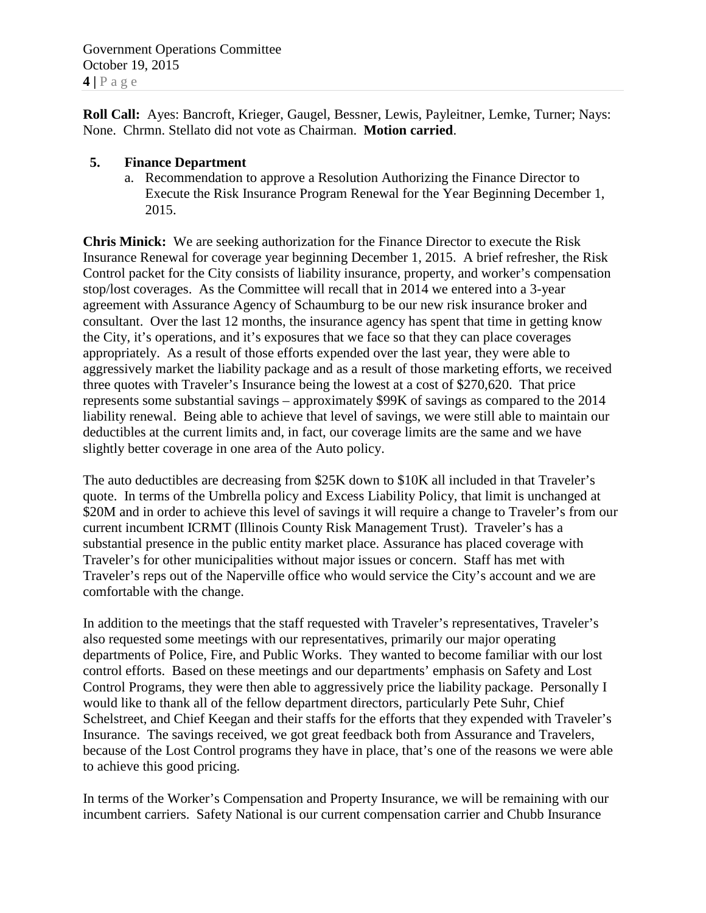**Roll Call:** Ayes: Bancroft, Krieger, Gaugel, Bessner, Lewis, Payleitner, Lemke, Turner; Nays: None. Chrmn. Stellato did not vote as Chairman. **Motion carried**.

**5. Finance Department**

a. Recommendation to approve a Resolution Authorizing the Finance Director to Execute the Risk Insurance Program Renewal for the Year Beginning December 1, 2015.

**Chris Minick:** We are seeking authorization for the Finance Director to execute the Risk Insurance Renewal for coverage year beginning December 1, 2015. A brief refresher, the Risk Control packet for the City consists of liability insurance, property, and worker's compensation stop/lost coverages. As the Committee will recall that in 2014 we entered into a 3-year agreement with Assurance Agency of Schaumburg to be our new risk insurance broker and consultant. Over the last 12 months, the insurance agency has spent that time in getting know the City, it's operations, and it's exposures that we face so that they can place coverages appropriately. As a result of those efforts expended over the last year, they were able to aggressively market the liability package and as a result of those marketing efforts, we received three quotes with Traveler's Insurance being the lowest at a cost of $270,620. That price represents some substantial savings – approximately $99K of savings as compared to the 2014 liability renewal. Being able to achieve that level of savings, we were still able to maintain our deductibles at the current limits and, in fact, our coverage limits are the same and we have slightly better coverage in one area of the Auto policy.

The auto deductibles are decreasing from $25K down to $10K all included in that Traveler's quote. In terms of the Umbrella policy and Excess Liability Policy, that limit is unchanged at $20M and in order to achieve this level of savings it will require a change to Traveler's from our current incumbent ICRMT (Illinois County Risk Management Trust). Traveler's has a substantial presence in the public entity market place. Assurance has placed coverage with Traveler's for other municipalities without major issues or concern. Staff has met with Traveler's reps out of the Naperville office who would service the City's account and we are comfortable with the change.

In addition to the meetings that the staff requested with Traveler's representatives, Traveler's also requested some meetings with our representatives, primarily our major operating departments of Police, Fire, and Public Works. They wanted to become familiar with our lost control efforts. Based on these meetings and our departments' emphasis on Safety and Lost Control Programs, they were then able to aggressively price the liability package. Personally I would like to thank all of the fellow department directors, particularly Pete Suhr, Chief Schelstreet, and Chief Keegan and their staffs for the efforts that they expended with Traveler's Insurance. The savings received, we got great feedback both from Assurance and Travelers, because of the Lost Control programs they have in place, that's one of the reasons we were able to achieve this good pricing.

In terms of the Worker's Compensation and Property Insurance, we will be remaining with our incumbent carriers. Safety National is our current compensation carrier and Chubb Insurance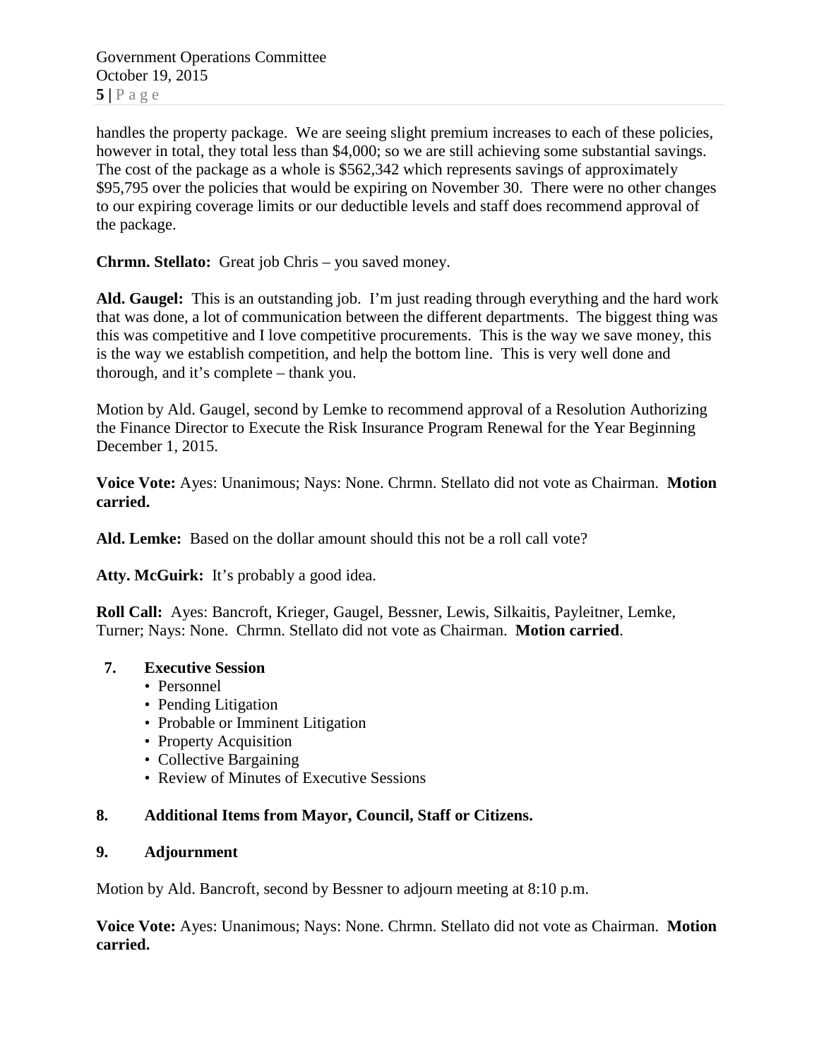handles the property package. We are seeing slight premium increases to each of these policies, however in total, they total less than $4,000; so we are still achieving some substantial savings. The cost of the package as a whole is $562,342 which represents savings of approximately $95,795 over the policies that would be expiring on November 30. There were no other changes to our expiring coverage limits or our deductible levels and staff does recommend approval of the package.

**Chrmn. Stellato:** Great job Chris – you saved money.

**Ald. Gaugel:** This is an outstanding job. I'm just reading through everything and the hard work that was done, a lot of communication between the different departments. The biggest thing was this was competitive and I love competitive procurements. This is the way we save money, this is the way we establish competition, and help the bottom line. This is very well done and thorough, and it's complete – thank you.

Motion by Ald. Gaugel, second by Lemke to recommend approval of a Resolution Authorizing the Finance Director to Execute the Risk Insurance Program Renewal for the Year Beginning December 1, 2015.

**Voice Vote:** Ayes: Unanimous; Nays: None. Chrmn. Stellato did not vote as Chairman. **Motion carried.**

**Ald. Lemke:** Based on the dollar amount should this not be a roll call vote?

**Atty. McGuirk:** It's probably a good idea.

**Roll Call:** Ayes: Bancroft, Krieger, Gaugel, Bessner, Lewis, Silkaitis, Payleitner, Lemke, Turner; Nays: None. Chrmn. Stellato did not vote as Chairman. **Motion carried**.

**7. Executive Session**

- Personnel
- Pending Litigation
- Probable or Imminent Litigation
- Property Acquisition
- Collective Bargaining
- Review of Minutes of Executive Sessions

**8. Additional Items from Mayor, Council, Staff or Citizens.**

**9. Adjournment**

Motion by Ald. Bancroft, second by Bessner to adjourn meeting at 8:10 p.m.

**Voice Vote:** Ayes: Unanimous; Nays: None. Chrmn. Stellato did not vote as Chairman. **Motion carried.**